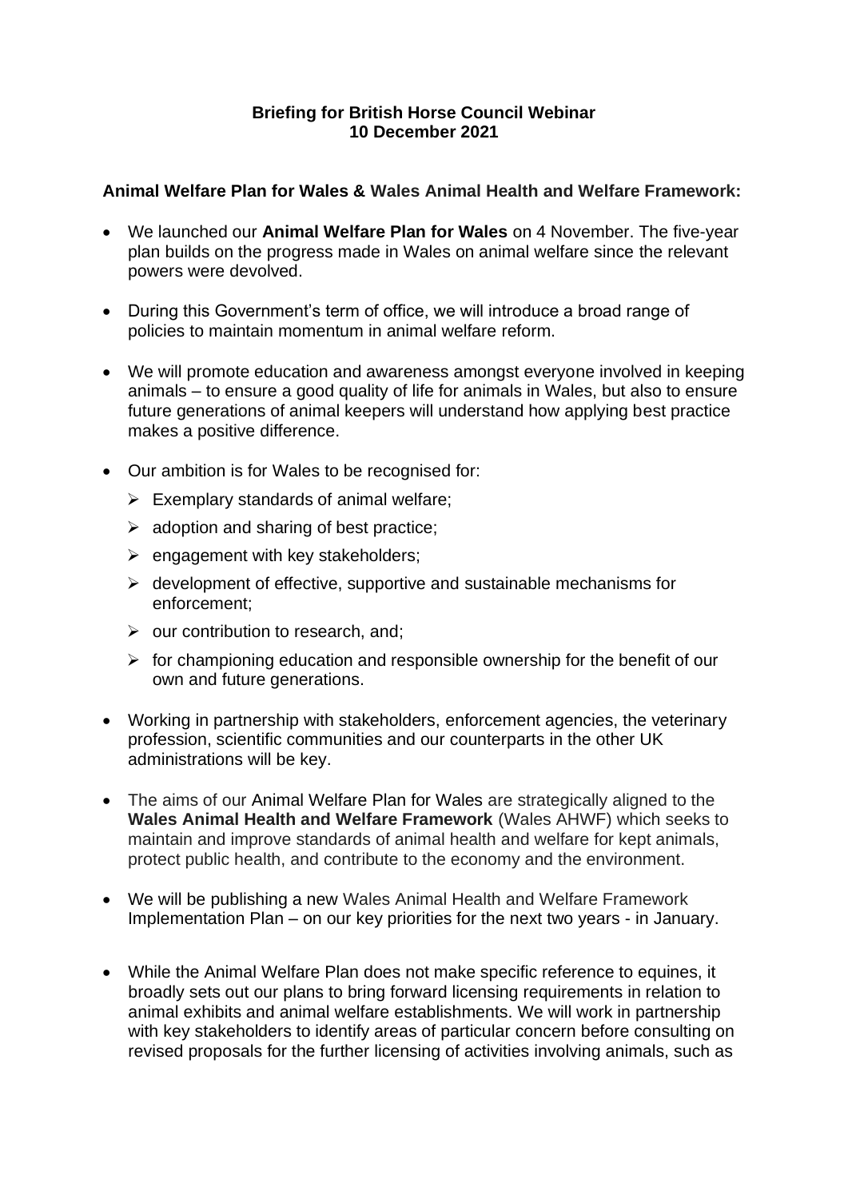**Briefing for British Horse Council Webinar**
**10 December 2021**

**Animal Welfare Plan for Wales & Wales Animal Health and Welfare Framework:**

- We launched our **Animal Welfare Plan for Wales** on 4 November. The five-year plan builds on the progress made in Wales on animal welfare since the relevant powers were devolved.
- During this Government's term of office, we will introduce a broad range of policies to maintain momentum in animal welfare reform.
- We will promote education and awareness amongst everyone involved in keeping animals – to ensure a good quality of life for animals in Wales, but also to ensure future generations of animal keepers will understand how applying best practice makes a positive difference.
- Our ambition is for Wales to be recognised for:
  - Exemplary standards of animal welfare;
  - adoption and sharing of best practice;
  - engagement with key stakeholders;
  - development of effective, supportive and sustainable mechanisms for enforcement;
  - our contribution to research, and;
  - for championing education and responsible ownership for the benefit of our own and future generations.
- Working in partnership with stakeholders, enforcement agencies, the veterinary profession, scientific communities and our counterparts in the other UK administrations will be key.
- The aims of our Animal Welfare Plan for Wales are strategically aligned to the **Wales Animal Health and Welfare Framework** (Wales AHWF) which seeks to maintain and improve standards of animal health and welfare for kept animals, protect public health, and contribute to the economy and the environment.
- We will be publishing a new Wales Animal Health and Welfare Framework Implementation Plan – on our key priorities for the next two years - in January.
- While the Animal Welfare Plan does not make specific reference to equines, it broadly sets out our plans to bring forward licensing requirements in relation to animal exhibits and animal welfare establishments. We will work in partnership with key stakeholders to identify areas of particular concern before consulting on revised proposals for the further licensing of activities involving animals, such as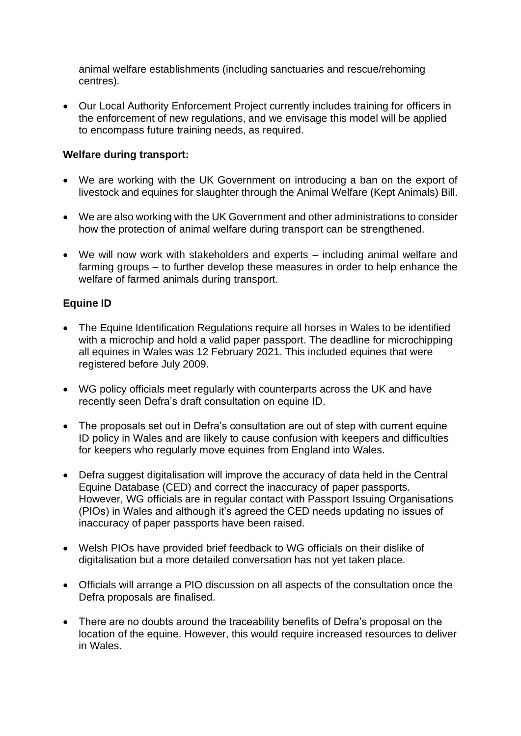animal welfare establishments (including sanctuaries and rescue/rehoming centres).

- Our Local Authority Enforcement Project currently includes training for officers in the enforcement of new regulations, and we envisage this model will be applied to encompass future training needs, as required.

**Welfare during transport:**

- We are working with the UK Government on introducing a ban on the export of livestock and equines for slaughter through the Animal Welfare (Kept Animals) Bill.

- We are also working with the UK Government and other administrations to consider how the protection of animal welfare during transport can be strengthened.

- We will now work with stakeholders and experts – including animal welfare and farming groups – to further develop these measures in order to help enhance the welfare of farmed animals during transport.

**Equine ID**

- The Equine Identification Regulations require all horses in Wales to be identified with a microchip and hold a valid paper passport. The deadline for microchipping all equines in Wales was 12 February 2021. This included equines that were registered before July 2009.

- WG policy officials meet regularly with counterparts across the UK and have recently seen Defra's draft consultation on equine ID.

- The proposals set out in Defra's consultation are out of step with current equine ID policy in Wales and are likely to cause confusion with keepers and difficulties for keepers who regularly move equines from England into Wales.

- Defra suggest digitalisation will improve the accuracy of data held in the Central Equine Database (CED) and correct the inaccuracy of paper passports. However, WG officials are in regular contact with Passport Issuing Organisations (PIOs) in Wales and although it's agreed the CED needs updating no issues of inaccuracy of paper passports have been raised.

- Welsh PIOs have provided brief feedback to WG officials on their dislike of digitalisation but a more detailed conversation has not yet taken place.

- Officials will arrange a PIO discussion on all aspects of the consultation once the Defra proposals are finalised.

- There are no doubts around the traceability benefits of Defra's proposal on the location of the equine. However, this would require increased resources to deliver in Wales.